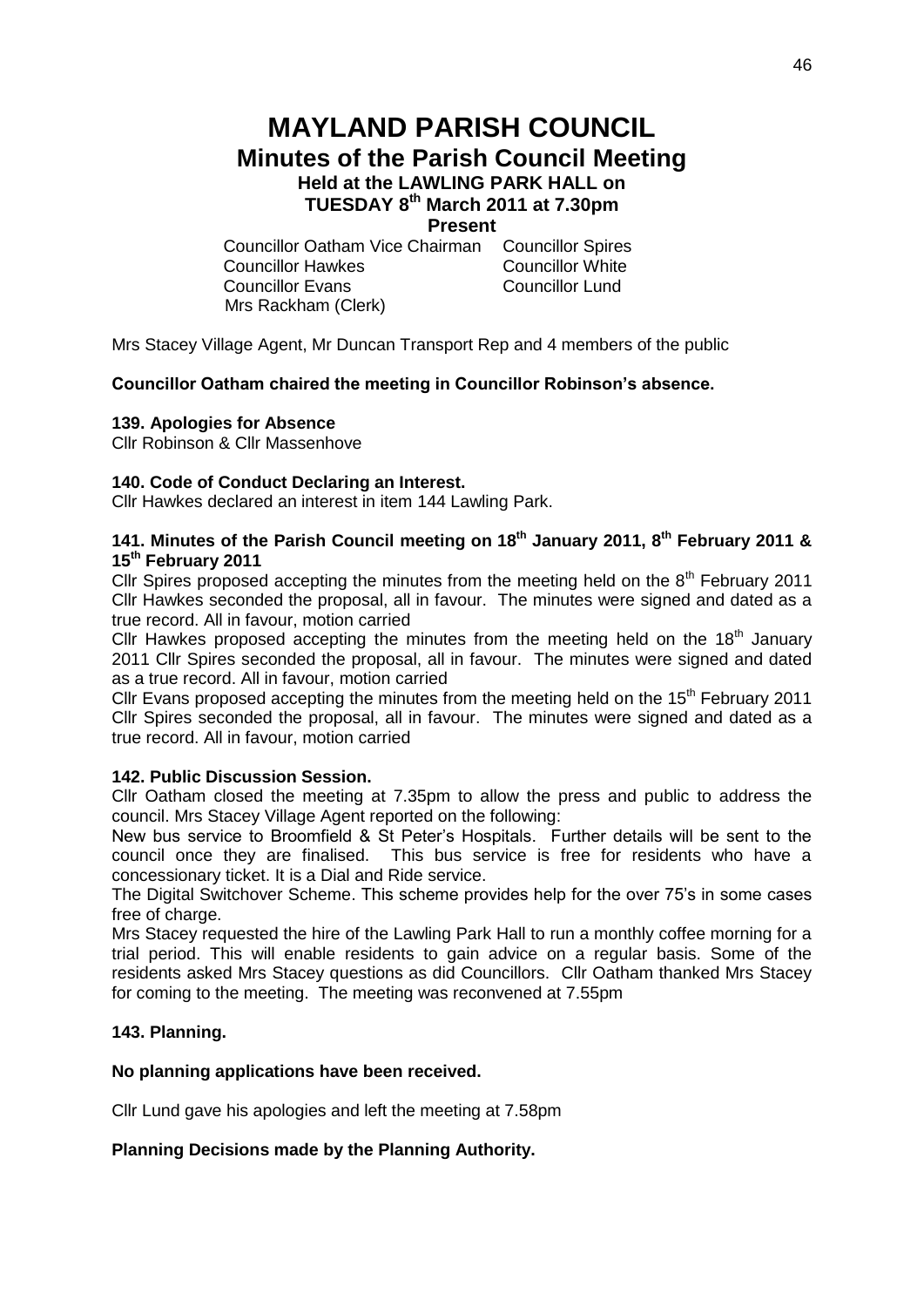# MAYLAND PARISH COUNCIL

## Minutes of the Parish Council Meeting

### Held at the LAWLING PARK HALL on TUESDAY 8th March 2011 at 7.30pm

**Present**

Councillor Oatham Vice Chairman
Councillor Spires
Councillor Hawkes
Councillor White
Councillor Evans
Councillor Lund
Mrs Rackham (Clerk)

Mrs Stacey Village Agent, Mr Duncan Transport Rep and 4 members of the public

**Councillor Oatham chaired the meeting in Councillor Robinson's absence.**

**139. Apologies for Absence**

Cllr Robinson & Cllr Massenhove

**140. Code of Conduct Declaring an Interest.**

Cllr Hawkes declared an interest in item 144 Lawling Park.

**141. Minutes of the Parish Council meeting on 18th January 2011, 8th February 2011 & 15th February 2011**

Cllr Spires proposed accepting the minutes from the meeting held on the 8th February 2011 Cllr Hawkes seconded the proposal, all in favour. The minutes were signed and dated as a true record. All in favour, motion carried

Cllr Hawkes proposed accepting the minutes from the meeting held on the 18th January 2011 Cllr Spires seconded the proposal, all in favour. The minutes were signed and dated as a true record. All in favour, motion carried

Cllr Evans proposed accepting the minutes from the meeting held on the 15th February 2011 Cllr Spires seconded the proposal, all in favour. The minutes were signed and dated as a true record. All in favour, motion carried

**142. Public Discussion Session.**

Cllr Oatham closed the meeting at 7.35pm to allow the press and public to address the council. Mrs Stacey Village Agent reported on the following:

New bus service to Broomfield & St Peter's Hospitals. Further details will be sent to the council once they are finalised. This bus service is free for residents who have a concessionary ticket. It is a Dial and Ride service.

The Digital Switchover Scheme. This scheme provides help for the over 75's in some cases free of charge.

Mrs Stacey requested the hire of the Lawling Park Hall to run a monthly coffee morning for a trial period. This will enable residents to gain advice on a regular basis. Some of the residents asked Mrs Stacey questions as did Councillors. Cllr Oatham thanked Mrs Stacey for coming to the meeting. The meeting was reconvened at 7.55pm

**143. Planning.**

**No planning applications have been received.**

Cllr Lund gave his apologies and left the meeting at 7.58pm

**Planning Decisions made by the Planning Authority.**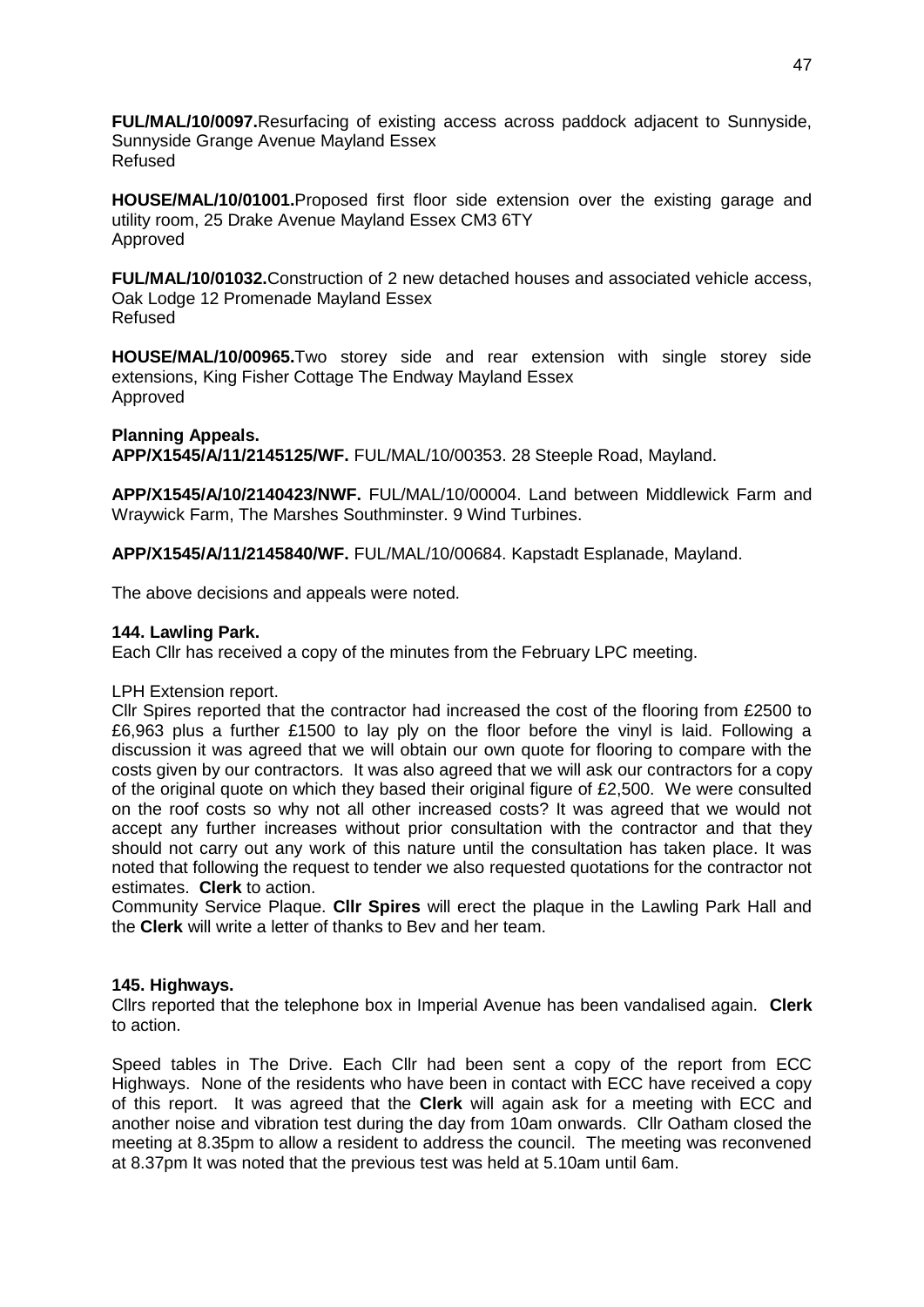**FUL/MAL/10/0097.**Resurfacing of existing access across paddock adjacent to Sunnyside, Sunnyside Grange Avenue Mayland Essex
Refused

**HOUSE/MAL/10/01001.**Proposed first floor side extension over the existing garage and utility room, 25 Drake Avenue Mayland Essex CM3 6TY
Approved

**FUL/MAL/10/01032.**Construction of 2 new detached houses and associated vehicle access, Oak Lodge 12 Promenade Mayland Essex
Refused

**HOUSE/MAL/10/00965.**Two storey side and rear extension with single storey side extensions, King Fisher Cottage The Endway Mayland Essex
Approved

**Planning Appeals.**
**APP/X1545/A/11/2145125/WF.** FUL/MAL/10/00353. 28 Steeple Road, Mayland.

**APP/X1545/A/10/2140423/NWF.** FUL/MAL/10/00004. Land between Middlewick Farm and Wraywick Farm, The Marshes Southminster. 9 Wind Turbines.

**APP/X1545/A/11/2145840/WF.** FUL/MAL/10/00684. Kapstadt Esplanade, Mayland.

The above decisions and appeals were noted.

**144. Lawling Park.**
Each Cllr has received a copy of the minutes from the February LPC meeting.

LPH Extension report.
Cllr Spires reported that the contractor had increased the cost of the flooring from £2500 to £6,963 plus a further £1500 to lay ply on the floor before the vinyl is laid. Following a discussion it was agreed that we will obtain our own quote for flooring to compare with the costs given by our contractors. It was also agreed that we will ask our contractors for a copy of the original quote on which they based their original figure of £2,500. We were consulted on the roof costs so why not all other increased costs? It was agreed that we would not accept any further increases without prior consultation with the contractor and that they should not carry out any work of this nature until the consultation has taken place. It was noted that following the request to tender we also requested quotations for the contractor not estimates. **Clerk** to action.
Community Service Plaque. **Cllr Spires** will erect the plaque in the Lawling Park Hall and the **Clerk** will write a letter of thanks to Bev and her team.

**145. Highways.**
Cllrs reported that the telephone box in Imperial Avenue has been vandalised again. **Clerk** to action.

Speed tables in The Drive. Each Cllr had been sent a copy of the report from ECC Highways. None of the residents who have been in contact with ECC have received a copy of this report. It was agreed that the **Clerk** will again ask for a meeting with ECC and another noise and vibration test during the day from 10am onwards. Cllr Oatham closed the meeting at 8.35pm to allow a resident to address the council. The meeting was reconvened at 8.37pm It was noted that the previous test was held at 5.10am until 6am.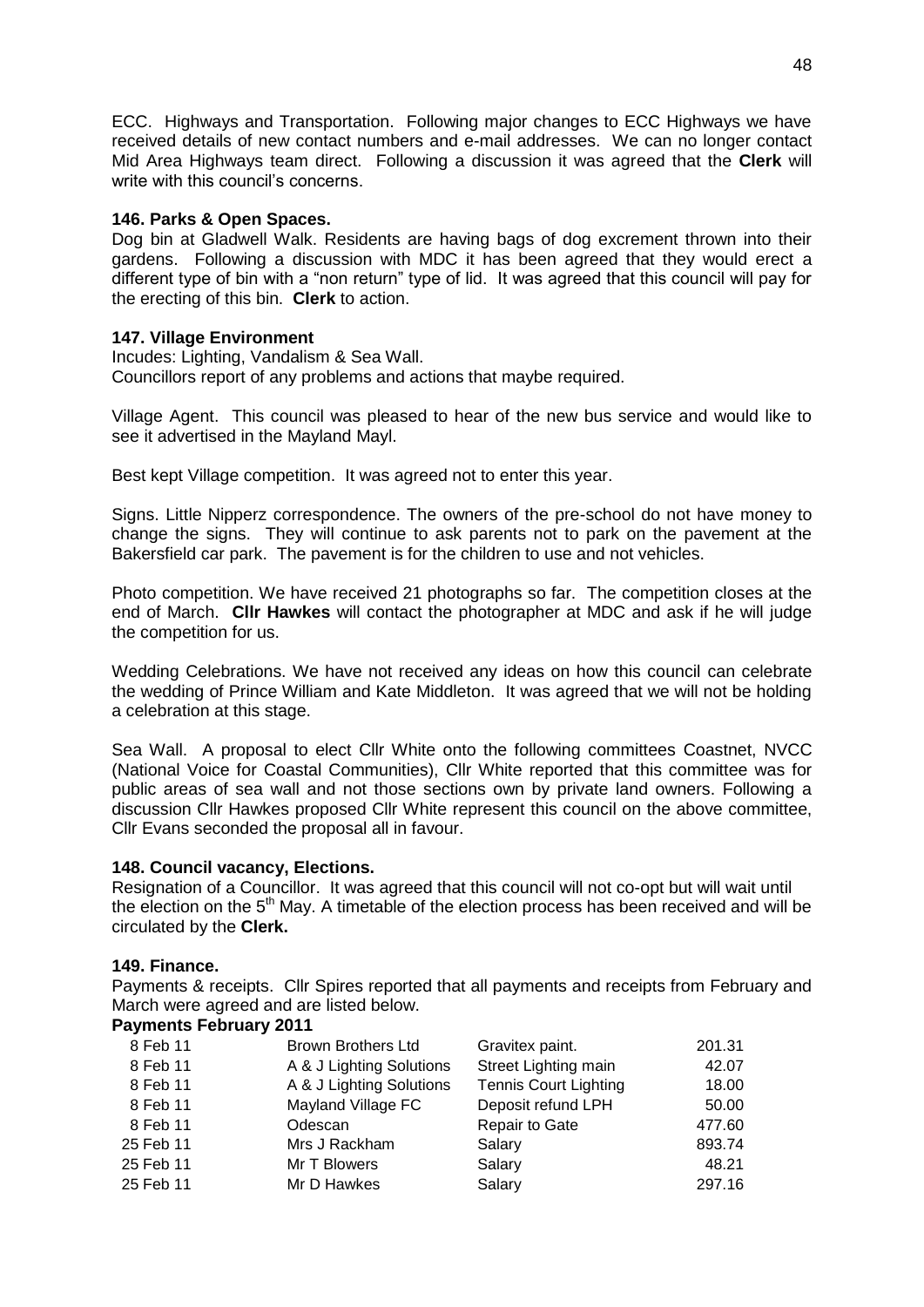ECC. Highways and Transportation. Following major changes to ECC Highways we have received details of new contact numbers and e-mail addresses. We can no longer contact Mid Area Highways team direct. Following a discussion it was agreed that the **Clerk** will write with this council's concerns.

**146. Parks & Open Spaces.**

Dog bin at Gladwell Walk. Residents are having bags of dog excrement thrown into their gardens. Following a discussion with MDC it has been agreed that they would erect a different type of bin with a "non return" type of lid. It was agreed that this council will pay for the erecting of this bin. **Clerk** to action.

**147. Village Environment**

Incudes: Lighting, Vandalism & Sea Wall.
Councillors report of any problems and actions that maybe required.

Village Agent. This council was pleased to hear of the new bus service and would like to see it advertised in the Mayland Mayl.

Best kept Village competition. It was agreed not to enter this year.

Signs. Little Nipperz correspondence. The owners of the pre-school do not have money to change the signs. They will continue to ask parents not to park on the pavement at the Bakersfield car park. The pavement is for the children to use and not vehicles.

Photo competition. We have received 21 photographs so far. The competition closes at the end of March. **Cllr Hawkes** will contact the photographer at MDC and ask if he will judge the competition for us.

Wedding Celebrations. We have not received any ideas on how this council can celebrate the wedding of Prince William and Kate Middleton. It was agreed that we will not be holding a celebration at this stage.

Sea Wall. A proposal to elect Cllr White onto the following committees Coastnet, NVCC (National Voice for Coastal Communities), Cllr White reported that this committee was for public areas of sea wall and not those sections own by private land owners. Following a discussion Cllr Hawkes proposed Cllr White represent this council on the above committee, Cllr Evans seconded the proposal all in favour.

**148. Council vacancy, Elections.**

Resignation of a Councillor. It was agreed that this council will not co-opt but will wait until the election on the 5th May. A timetable of the election process has been received and will be circulated by the **Clerk.**

**149. Finance.**

Payments & receipts. Cllr Spires reported that all payments and receipts from February and March were agreed and are listed below.

**Payments February 2011**

| | | | |
|---|---|---|---|
| 8 Feb 11 | Brown Brothers Ltd | Gravitex paint. | 201.31 |
| 8 Feb 11 | A & J Lighting Solutions | Street Lighting main | 42.07 |
| 8 Feb 11 | A & J Lighting Solutions | Tennis Court Lighting | 18.00 |
| 8 Feb 11 | Mayland Village FC | Deposit refund LPH | 50.00 |
| 8 Feb 11 | Odescan | Repair to Gate | 477.60 |
| 25 Feb 11 | Mrs J Rackham | Salary | 893.74 |
| 25 Feb 11 | Mr T Blowers | Salary | 48.21 |
| 25 Feb 11 | Mr D Hawkes | Salary | 297.16 |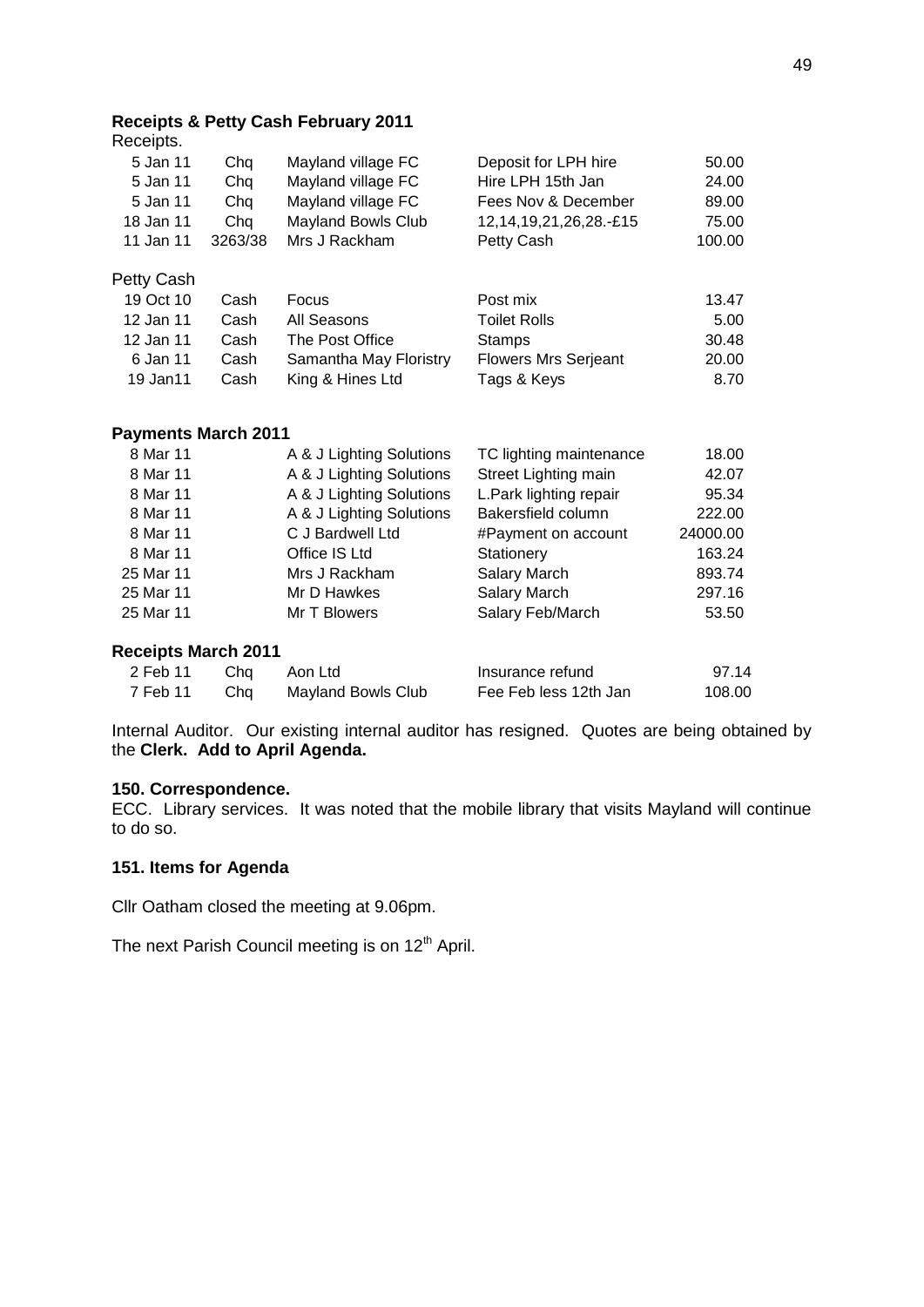**Receipts & Petty Cash February 2011**

Receipts.

| | | | | |
|---|---|---|---|---|
| 5 Jan 11 | Chq | Mayland village FC | Deposit for LPH hire | 50.00 |
| 5 Jan 11 | Chq | Mayland village FC | Hire LPH 15th Jan | 24.00 |
| 5 Jan 11 | Chq | Mayland village FC | Fees Nov & December | 89.00 |
| 18 Jan 11 | Chq | Mayland Bowls Club | 12,14,19,21,26,28.-£15 | 75.00 |
| 11 Jan 11 | 3263/38 | Mrs J Rackham | Petty Cash | 100.00 |

Petty Cash

| | | | | |
|---|---|---|---|---|
| 19 Oct 10 | Cash | Focus | Post mix | 13.47 |
| 12 Jan 11 | Cash | All Seasons | Toilet Rolls | 5.00 |
| 12 Jan 11 | Cash | The Post Office | Stamps | 30.48 |
| 6 Jan 11 | Cash | Samantha May Floristry | Flowers Mrs Serjeant | 20.00 |
| 19 Jan11 | Cash | King & Hines Ltd | Tags & Keys | 8.70 |

**Payments March 2011**

| | | | |
|---|---|---|---|
| 8 Mar 11 | A & J Lighting Solutions | TC lighting maintenance | 18.00 |
| 8 Mar 11 | A & J Lighting Solutions | Street Lighting main | 42.07 |
| 8 Mar 11 | A & J Lighting Solutions | L.Park lighting repair | 95.34 |
| 8 Mar 11 | A & J Lighting Solutions | Bakersfield column | 222.00 |
| 8 Mar 11 | C J Bardwell Ltd | #Payment on account | 24000.00 |
| 8 Mar 11 | Office IS Ltd | Stationery | 163.24 |
| 25 Mar 11 | Mrs J Rackham | Salary March | 893.74 |
| 25 Mar 11 | Mr D Hawkes | Salary March | 297.16 |
| 25 Mar 11 | Mr T Blowers | Salary Feb/March | 53.50 |

**Receipts March 2011**

| | | | | |
|---|---|---|---|---|
| 2 Feb 11 | Chq | Aon Ltd | Insurance refund | 97.14 |
| 7 Feb 11 | Chq | Mayland Bowls Club | Fee Feb less 12th Jan | 108.00 |

Internal Auditor. Our existing internal auditor has resigned. Quotes are being obtained by the **Clerk. Add to April Agenda.**

**150. Correspondence.**

ECC. Library services. It was noted that the mobile library that visits Mayland will continue to do so.

**151. Items for Agenda**

Cllr Oatham closed the meeting at 9.06pm.

The next Parish Council meeting is on 12th April.